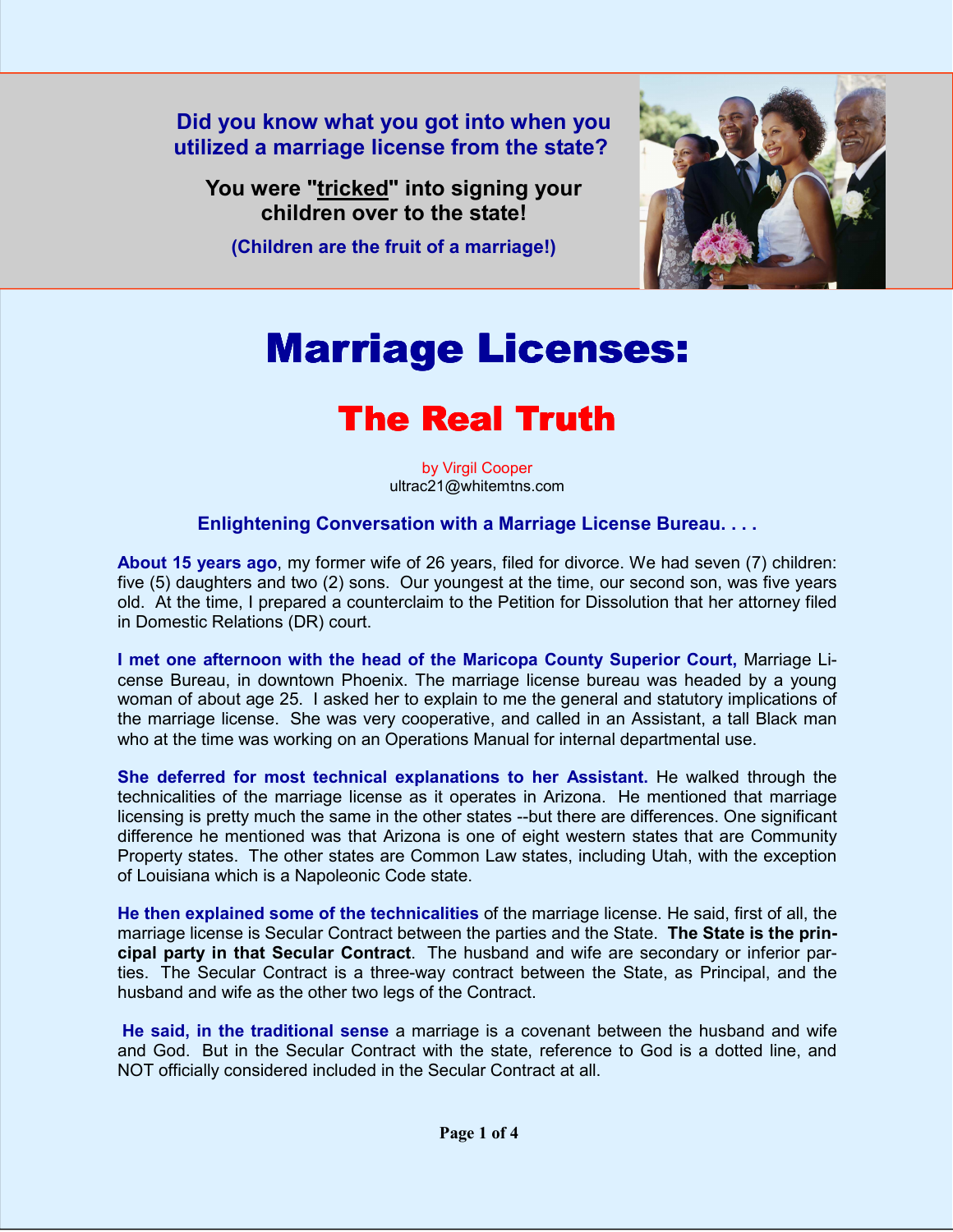**Did you know what you got into when you utilized a marriage license from the state?**

**You were "tricked" into signing your children over to the state!**

**(Children are the fruit of a marriage!)**

# Marriage Licenses:

## The Real Truth

by Virgil Cooper
ultrac21@whitemtns.com

### Enlightening Conversation with a Marriage License Bureau. . . .

**About 15 years ago**, my former wife of 26 years, filed for divorce. We had seven (7) children: five (5) daughters and two (2) sons. Our youngest at the time, our second son, was five years old. At the time, I prepared a counterclaim to the Petition for Dissolution that her attorney filed in Domestic Relations (DR) court.

**I met one afternoon with the head of the Maricopa County Superior Court,** Marriage License Bureau, in downtown Phoenix. The marriage license bureau was headed by a young woman of about age 25. I asked her to explain to me the general and statutory implications of the marriage license. She was very cooperative, and called in an Assistant, a tall Black man who at the time was working on an Operations Manual for internal departmental use.

**She deferred for most technical explanations to her Assistant.** He walked through the technicalities of the marriage license as it operates in Arizona. He mentioned that marriage licensing is pretty much the same in the other states --but there are differences. One significant difference he mentioned was that Arizona is one of eight western states that are Community Property states. The other states are Common Law states, including Utah, with the exception of Louisiana which is a Napoleonic Code state.

**He then explained some of the technicalities** of the marriage license. He said, first of all, the marriage license is Secular Contract between the parties and the State. **The State is the principal party in that Secular Contract**. The husband and wife are secondary or inferior parties. The Secular Contract is a three-way contract between the State, as Principal, and the husband and wife as the other two legs of the Contract.

**He said, in the traditional sense** a marriage is a covenant between the husband and wife and God. But in the Secular Contract with the state, reference to God is a dotted line, and NOT officially considered included in the Secular Contract at all.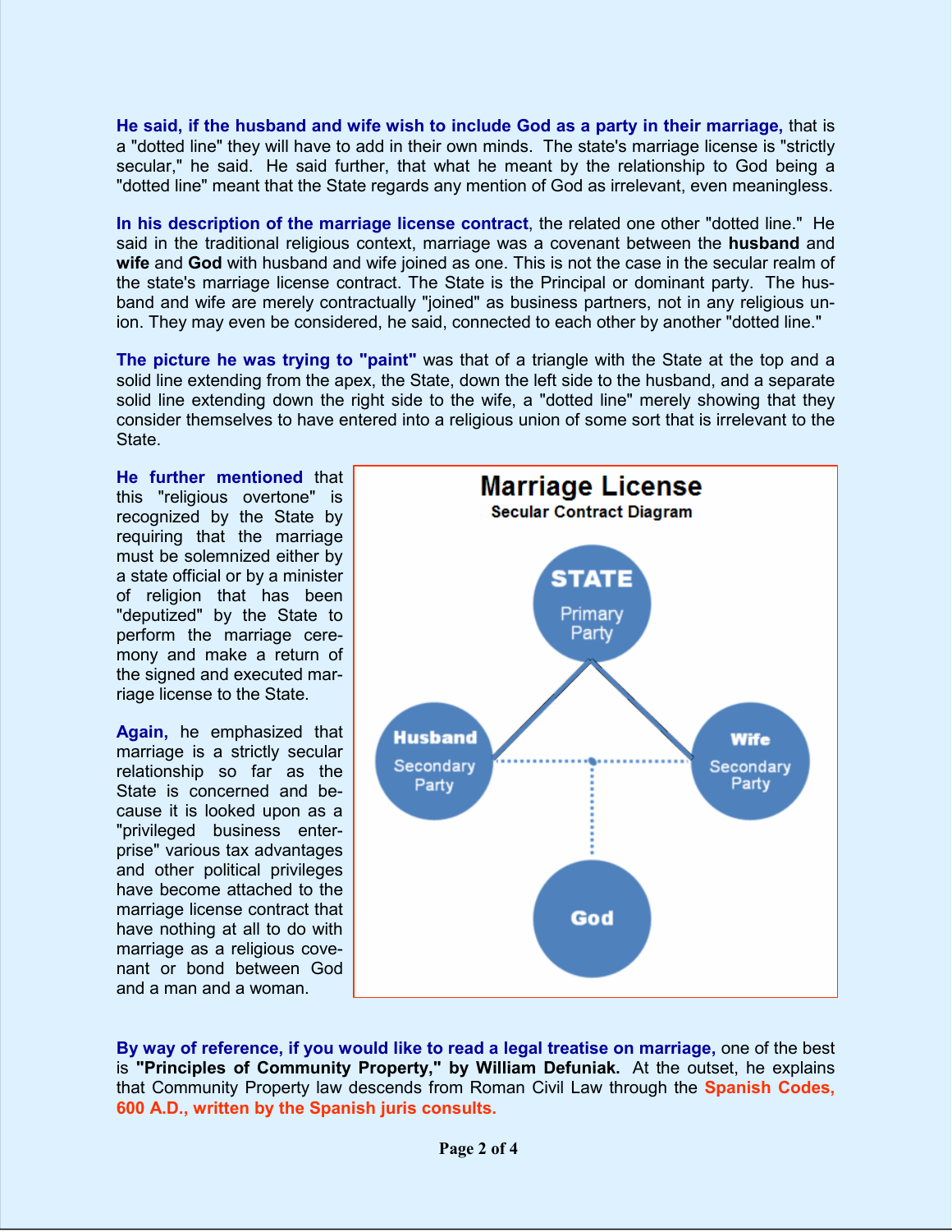**He said, if the husband and wife wish to include God as a party in their marriage,** that is a "dotted line" they will have to add in their own minds. The state's marriage license is "strictly secular," he said. He said further, that what he meant by the relationship to God being a "dotted line" meant that the State regards any mention of God as irrelevant, even meaningless.

**In his description of the marriage license contract**, the related one other "dotted line." He said in the traditional religious context, marriage was a covenant between the **husband** and **wife** and **God** with husband and wife joined as one. This is not the case in the secular realm of the state's marriage license contract. The State is the Principal or dominant party. The husband and wife are merely contractually "joined" as business partners, not in any religious union. They may even be considered, he said, connected to each other by another "dotted line."

**The picture he was trying to "paint"** was that of a triangle with the State at the top and a solid line extending from the apex, the State, down the left side to the husband, and a separate solid line extending down the right side to the wife, a "dotted line" merely showing that they consider themselves to have entered into a religious union of some sort that is irrelevant to the State.

**He further mentioned** that this "religious overtone" is recognized by the State by requiring that the marriage must be solemnized either by a state official or by a minister of religion that has been "deputized" by the State to perform the marriage ceremony and make a return of the signed and executed marriage license to the State.

**Again,** he emphasized that marriage is a strictly secular relationship so far as the State is concerned and because it is looked upon as a "privileged business enterprise" various tax advantages and other political privileges have become attached to the marriage license contract that have nothing at all to do with marriage as a religious covenant or bond between God and a man and a woman.

**Marriage License**

**Secular Contract Diagram**

STATE – Primary Party

Husband – Secondary Party

Wife – Secondary Party

God

**By way of reference, if you would like to read a legal treatise on marriage,** one of the best is **"Principles of Community Property," by William Defuniak.** At the outset, he explains that Community Property law descends from Roman Civil Law through the **Spanish Codes, 600 A.D., written by the Spanish juris consults.**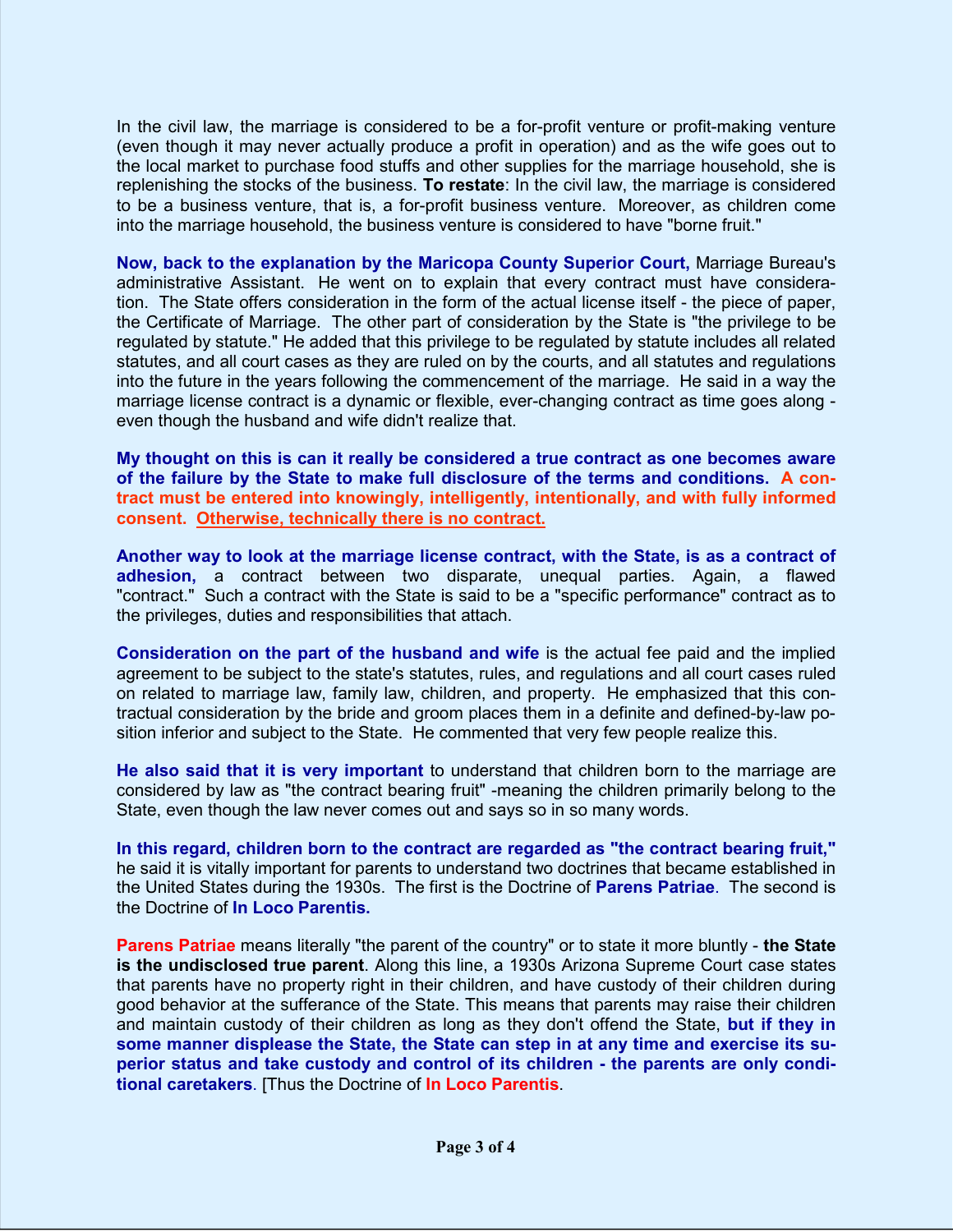In the civil law, the marriage is considered to be a for-profit venture or profit-making venture (even though it may never actually produce a profit in operation) and as the wife goes out to the local market to purchase food stuffs and other supplies for the marriage household, she is replenishing the stocks of the business. **To restate**: In the civil law, the marriage is considered to be a business venture, that is, a for-profit business venture. Moreover, as children come into the marriage household, the business venture is considered to have "borne fruit."

**Now, back to the explanation by the Maricopa County Superior Court,** Marriage Bureau's administrative Assistant. He went on to explain that every contract must have consideration. The State offers consideration in the form of the actual license itself - the piece of paper, the Certificate of Marriage. The other part of consideration by the State is "the privilege to be regulated by statute." He added that this privilege to be regulated by statute includes all related statutes, and all court cases as they are ruled on by the courts, and all statutes and regulations into the future in the years following the commencement of the marriage. He said in a way the marriage license contract is a dynamic or flexible, ever-changing contract as time goes along - even though the husband and wife didn't realize that.

**My thought on this is can it really be considered a true contract as one becomes aware of the failure by the State to make full disclosure of the terms and conditions. A contract must be entered into knowingly, intelligently, intentionally, and with fully informed consent. <u>Otherwise, technically there is no contract.</u>**

**Another way to look at the marriage license contract, with the State, is as a contract of adhesion,** a contract between two disparate, unequal parties. Again, a flawed "contract." Such a contract with the State is said to be a "specific performance" contract as to the privileges, duties and responsibilities that attach.

**Consideration on the part of the husband and wife** is the actual fee paid and the implied agreement to be subject to the state's statutes, rules, and regulations and all court cases ruled on related to marriage law, family law, children, and property. He emphasized that this contractual consideration by the bride and groom places them in a definite and defined-by-law position inferior and subject to the State. He commented that very few people realize this.

**He also said that it is very important** to understand that children born to the marriage are considered by law as "the contract bearing fruit" -meaning the children primarily belong to the State, even though the law never comes out and says so in so many words.

**In this regard, children born to the contract are regarded as "the contract bearing fruit,"** he said it is vitally important for parents to understand two doctrines that became established in the United States during the 1930s. The first is the Doctrine of **Parens Patriae**. The second is the Doctrine of **In Loco Parentis.**

**Parens Patriae** means literally "the parent of the country" or to state it more bluntly - **the State is the undisclosed true parent**. Along this line, a 1930s Arizona Supreme Court case states that parents have no property right in their children, and have custody of their children during good behavior at the sufferance of the State. This means that parents may raise their children and maintain custody of their children as long as they don't offend the State, **but if they in some manner displease the State, the State can step in at any time and exercise its superior status and take custody and control of its children - the parents are only conditional caretakers**. [Thus the Doctrine of **In Loco Parentis**.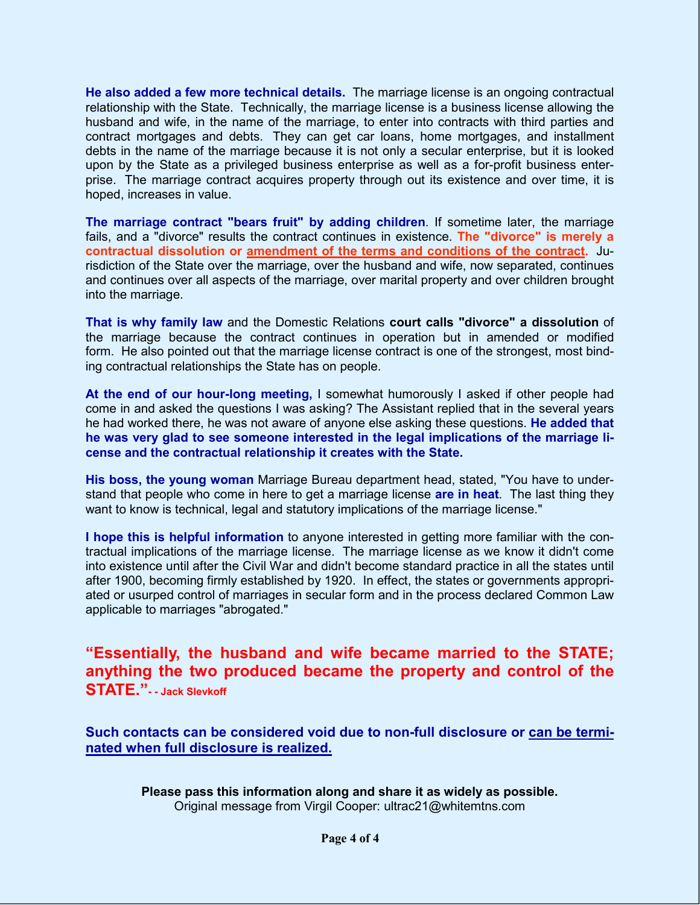**He also added a few more technical details.** The marriage license is an ongoing contractual relationship with the State. Technically, the marriage license is a business license allowing the husband and wife, in the name of the marriage, to enter into contracts with third parties and contract mortgages and debts. They can get car loans, home mortgages, and installment debts in the name of the marriage because it is not only a secular enterprise, but it is looked upon by the State as a privileged business enterprise as well as a for-profit business enterprise. The marriage contract acquires property through out its existence and over time, it is hoped, increases in value.

**The marriage contract "bears fruit" by adding children**. If sometime later, the marriage fails, and a "divorce" results the contract continues in existence. **The "divorce" is merely a contractual dissolution or amendment of the terms and conditions of the contract.** Jurisdiction of the State over the marriage, over the husband and wife, now separated, continues and continues over all aspects of the marriage, over marital property and over children brought into the marriage.

**That is why family law** and the Domestic Relations **court calls "divorce" a dissolution** of the marriage because the contract continues in operation but in amended or modified form. He also pointed out that the marriage license contract is one of the strongest, most binding contractual relationships the State has on people.

**At the end of our hour-long meeting,** I somewhat humorously I asked if other people had come in and asked the questions I was asking? The Assistant replied that in the several years he had worked there, he was not aware of anyone else asking these questions. **He added that he was very glad to see someone interested in the legal implications of the marriage license and the contractual relationship it creates with the State.**

**His boss, the young woman** Marriage Bureau department head, stated, "You have to understand that people who come in here to get a marriage license **are in heat**. The last thing they want to know is technical, legal and statutory implications of the marriage license."

**I hope this is helpful information** to anyone interested in getting more familiar with the contractual implications of the marriage license. The marriage license as we know it didn't come into existence until after the Civil War and didn't become standard practice in all the states until after 1900, becoming firmly established by 1920. In effect, the states or governments appropriated or usurped control of marriages in secular form and in the process declared Common Law applicable to marriages "abrogated."

**"Essentially, the husband and wife became married to the STATE; anything the two produced became the property and control of the STATE."** - - Jack Slevkoff

**Such contacts can be considered void due to non-full disclosure or can be terminated when full disclosure is realized.**

**Please pass this information along and share it as widely as possible.**
Original message from Virgil Cooper: ultrac21@whitemtns.com